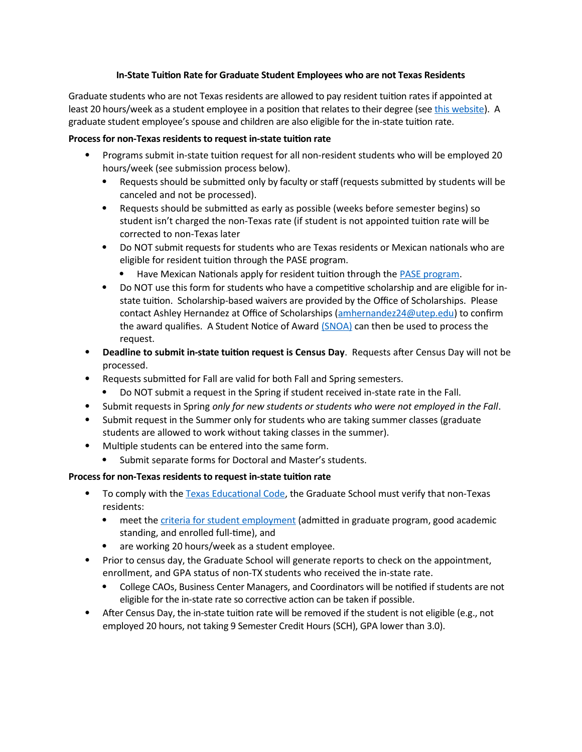**In-State Tuition Rate for Graduate Student Employees who are not Texas Residents**

Graduate students who are not Texas residents are allowed to pay resident tuition rates if appointed at least 20 hours/week as a student employee in a position that relates to their degree (see [this website]). A graduate student employee's spouse and children are also eligible for the in-state tuition rate.

**Process for non-Texas residents to request in-state tuition rate**

- Programs submit in-state tuition request for all non-resident students who will be employed 20 hours/week (see submission process below).
  - Requests should be submitted only by faculty or staff (requests submitted by students will be canceled and not be processed).
  - Requests should be submitted as early as possible (weeks before semester begins) so student isn't charged the non-Texas rate (if student is not appointed tuition rate will be corrected to non-Texas later
  - Do NOT submit requests for students who are Texas residents or Mexican nationals who are eligible for resident tuition through the PASE program.
    - Have Mexican Nationals apply for resident tuition through the [PASE program].
  - Do NOT use this form for students who have a competitive scholarship and are eligible for in-state tuition. Scholarship-based waivers are provided by the Office of Scholarships. Please contact Ashley Hernandez at Office of Scholarships (amhernandez24@utep.edu) to confirm the award qualifies. A Student Notice of Award [(SNOA)] can then be used to process the request.
- **Deadline to submit in-state tuition request is Census Day**. Requests after Census Day will not be processed.
- Requests submitted for Fall are valid for both Fall and Spring semesters.
  - Do NOT submit a request in the Spring if student received in-state rate in the Fall.
- Submit requests in Spring *only for new students or students who were not employed in the Fall*.
- Submit request in the Summer only for students who are taking summer classes (graduate students are allowed to work without taking classes in the summer).
- Multiple students can be entered into the same form.
  - Submit separate forms for Doctoral and Master's students.

**Process for non-Texas residents to request in-state tuition rate**

- To comply with the [Texas Educational Code], the Graduate School must verify that non-Texas residents:
  - meet the [criteria for student employment] (admitted in graduate program, good academic standing, and enrolled full-time), and
  - are working 20 hours/week as a student employee.
- Prior to census day, the Graduate School will generate reports to check on the appointment, enrollment, and GPA status of non-TX students who received the in-state rate.
  - College CAOs, Business Center Managers, and Coordinators will be notified if students are not eligible for the in-state rate so corrective action can be taken if possible.
- After Census Day, the in-state tuition rate will be removed if the student is not eligible (e.g., not employed 20 hours, not taking 9 Semester Credit Hours (SCH), GPA lower than 3.0).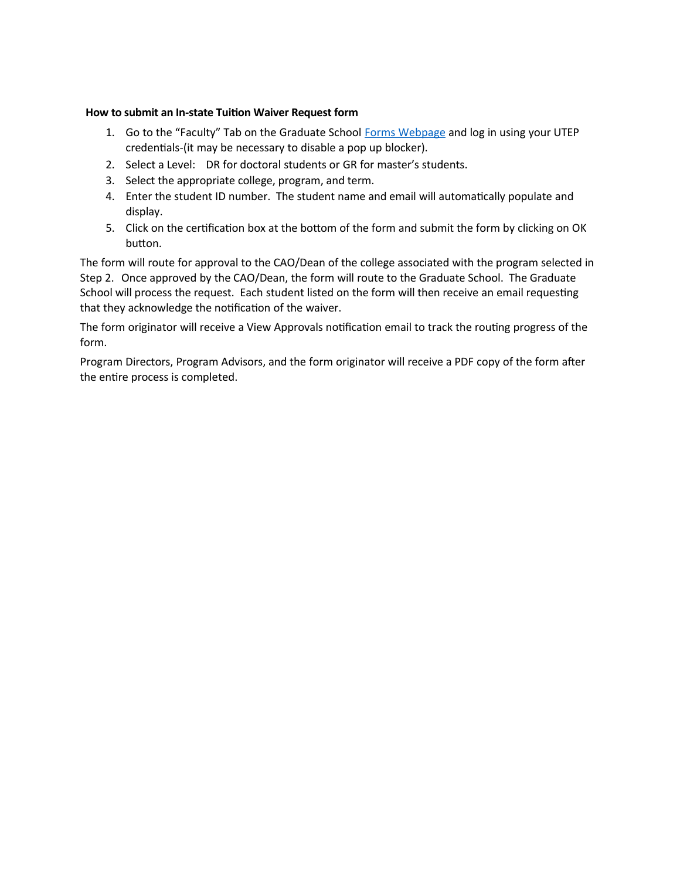**How to submit an In-state Tuition Waiver Request form**

1. Go to the "Faculty" Tab on the Graduate School [Forms Webpage] and log in using your UTEP credentials-(it may be necessary to disable a pop up blocker).
2. Select a Level: DR for doctoral students or GR for master's students.
3. Select the appropriate college, program, and term.
4. Enter the student ID number. The student name and email will automatically populate and display.
5. Click on the certification box at the bottom of the form and submit the form by clicking on OK button.

The form will route for approval to the CAO/Dean of the college associated with the program selected in Step 2. Once approved by the CAO/Dean, the form will route to the Graduate School. The Graduate School will process the request. Each student listed on the form will then receive an email requesting that they acknowledge the notification of the waiver.

The form originator will receive a View Approvals notification email to track the routing progress of the form.

Program Directors, Program Advisors, and the form originator will receive a PDF copy of the form after the entire process is completed.